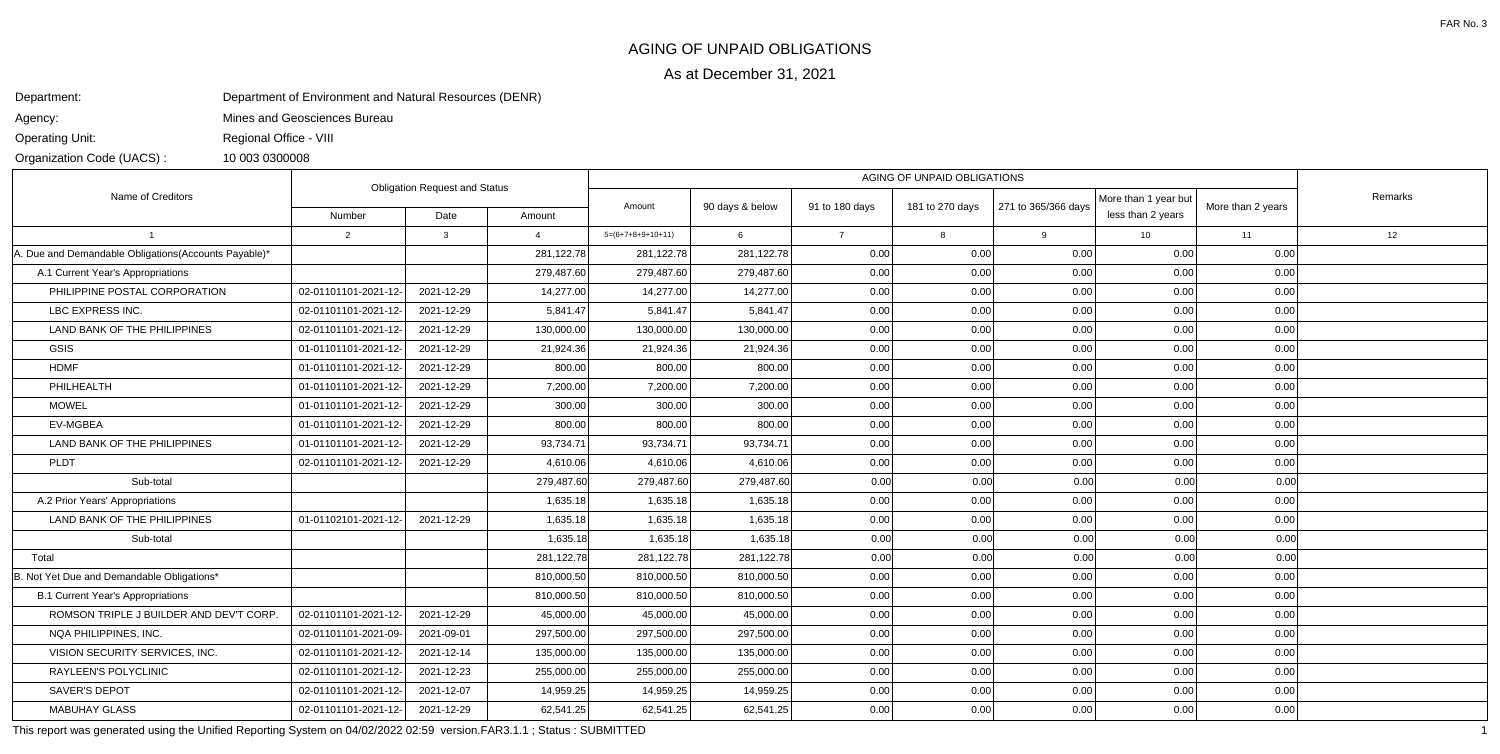# AGING OF UNPAID OBLIGATIONS

## As at December 31, 2021

Department: Department of Environment and Natural Resources (DENR)

Agency: Mines and Geosciences Bureau

Operating Unit: Regional Office - VIII

Organization Code (UACS) : 10 003 0300008

| Name of Creditors | Obligation Request and Status | | | AGING OF UNPAID OBLIGATIONS | | | | | | | Remarks |
|---|---|---|---|---|---|---|---|---|---|---|---|
| | Number | Date | Amount | Amount | 90 days & below | 91 to 180 days | 181 to 270 days | 271 to 365/366 days | More than 1 year but less than 2 years | More than 2 years | |
| 1 | 2 | 3 | 4 | 5=(6+7+8+9+10+11) | 6 | 7 | 8 | 9 | 10 | 11 | 12 |
| A. Due and Demandable Obligations(Accounts Payable)* | | | 281,122.78 | 281,122.78 | 281,122.78 | 0.00 | 0.00 | 0.00 | 0.00 | 0.00 | |
| A.1 Current Year's Appropriations | | | 279,487.60 | 279,487.60 | 279,487.60 | 0.00 | 0.00 | 0.00 | 0.00 | 0.00 | |
| PHILIPPINE POSTAL CORPORATION | 02-01101101-2021-12- | 2021-12-29 | 14,277.00 | 14,277.00 | 14,277.00 | 0.00 | 0.00 | 0.00 | 0.00 | 0.00 | |
| LBC EXPRESS INC. | 02-01101101-2021-12- | 2021-12-29 | 5,841.47 | 5,841.47 | 5,841.47 | 0.00 | 0.00 | 0.00 | 0.00 | 0.00 | |
| LAND BANK OF THE PHILIPPINES | 02-01101101-2021-12- | 2021-12-29 | 130,000.00 | 130,000.00 | 130,000.00 | 0.00 | 0.00 | 0.00 | 0.00 | 0.00 | |
| GSIS | 01-01101101-2021-12- | 2021-12-29 | 21,924.36 | 21,924.36 | 21,924.36 | 0.00 | 0.00 | 0.00 | 0.00 | 0.00 | |
| HDMF | 01-01101101-2021-12- | 2021-12-29 | 800.00 | 800.00 | 800.00 | 0.00 | 0.00 | 0.00 | 0.00 | 0.00 | |
| PHILHEALTH | 01-01101101-2021-12- | 2021-12-29 | 7,200.00 | 7,200.00 | 7,200.00 | 0.00 | 0.00 | 0.00 | 0.00 | 0.00 | |
| MOWEL | 01-01101101-2021-12- | 2021-12-29 | 300.00 | 300.00 | 300.00 | 0.00 | 0.00 | 0.00 | 0.00 | 0.00 | |
| EV-MGBEA | 01-01101101-2021-12- | 2021-12-29 | 800.00 | 800.00 | 800.00 | 0.00 | 0.00 | 0.00 | 0.00 | 0.00 | |
| LAND BANK OF THE PHILIPPINES | 01-01101101-2021-12- | 2021-12-29 | 93,734.71 | 93,734.71 | 93,734.71 | 0.00 | 0.00 | 0.00 | 0.00 | 0.00 | |
| PLDT | 02-01101101-2021-12- | 2021-12-29 | 4,610.06 | 4,610.06 | 4,610.06 | 0.00 | 0.00 | 0.00 | 0.00 | 0.00 | |
| Sub-total | | | 279,487.60 | 279,487.60 | 279,487.60 | 0.00 | 0.00 | 0.00 | 0.00 | 0.00 | |
| A.2 Prior Years' Appropriations | | | 1,635.18 | 1,635.18 | 1,635.18 | 0.00 | 0.00 | 0.00 | 0.00 | 0.00 | |
| LAND BANK OF THE PHILIPPINES | 01-01102101-2021-12- | 2021-12-29 | 1,635.18 | 1,635.18 | 1,635.18 | 0.00 | 0.00 | 0.00 | 0.00 | 0.00 | |
| Sub-total | | | 1,635.18 | 1,635.18 | 1,635.18 | 0.00 | 0.00 | 0.00 | 0.00 | 0.00 | |
| Total | | | 281,122.78 | 281,122.78 | 281,122.78 | 0.00 | 0.00 | 0.00 | 0.00 | 0.00 | |
| B. Not Yet Due and Demandable Obligations* | | | 810,000.50 | 810,000.50 | 810,000.50 | 0.00 | 0.00 | 0.00 | 0.00 | 0.00 | |
| B.1 Current Year's Appropriations | | | 810,000.50 | 810,000.50 | 810,000.50 | 0.00 | 0.00 | 0.00 | 0.00 | 0.00 | |
| ROMSON TRIPLE J BUILDER AND DEV'T CORP. | 02-01101101-2021-12- | 2021-12-29 | 45,000.00 | 45,000.00 | 45,000.00 | 0.00 | 0.00 | 0.00 | 0.00 | 0.00 | |
| NQA PHILIPPINES, INC. | 02-01101101-2021-09- | 2021-09-01 | 297,500.00 | 297,500.00 | 297,500.00 | 0.00 | 0.00 | 0.00 | 0.00 | 0.00 | |
| VISION SECURITY SERVICES, INC. | 02-01101101-2021-12- | 2021-12-14 | 135,000.00 | 135,000.00 | 135,000.00 | 0.00 | 0.00 | 0.00 | 0.00 | 0.00 | |
| RAYLEEN'S POLYCLINIC | 02-01101101-2021-12- | 2021-12-23 | 255,000.00 | 255,000.00 | 255,000.00 | 0.00 | 0.00 | 0.00 | 0.00 | 0.00 | |
| SAVER'S DEPOT | 02-01101101-2021-12- | 2021-12-07 | 14,959.25 | 14,959.25 | 14,959.25 | 0.00 | 0.00 | 0.00 | 0.00 | 0.00 | |
| MABUHAY GLASS | 02-01101101-2021-12- | 2021-12-29 | 62,541.25 | 62,541.25 | 62,541.25 | 0.00 | 0.00 | 0.00 | 0.00 | 0.00 | |

This report was generated using the Unified Reporting System on 04/02/2022 02:59 version.FAR3.1.1 ; Status : SUBMITTED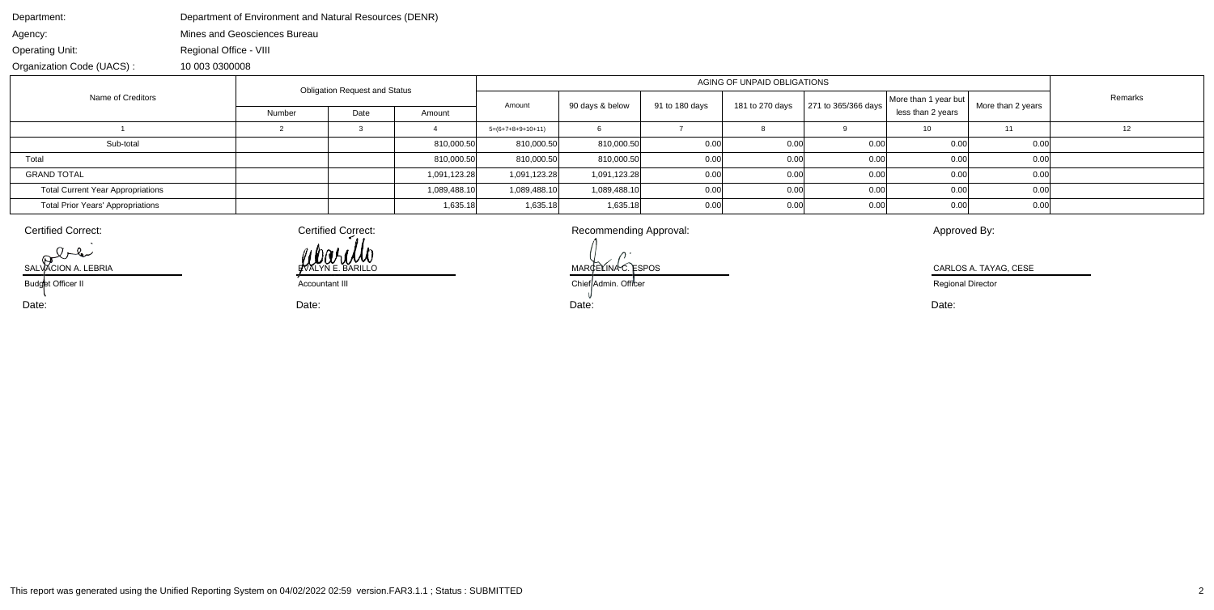| | |
|---|---|
| Department: | Department of Environment and Natural Resources (DENR) |
| Agency: | Mines and Geosciences Bureau |
| Operating Unit: | Regional Office - VIII |
| Organization Code (UACS) : | 10 003 0300008 |

| Name of Creditors | Obligation Request and Status | | | AGING OF UNPAID OBLIGATIONS | | | | | | | Remarks |
|---|---|---|---|---|---|---|---|---|---|---|---|
| | Number | Date | Amount | Amount | 90 days & below | 91 to 180 days | 181 to 270 days | 271 to 365/366 days | More than 1 year but less than 2 years | More than 2 years | |
| 1 | 2 | 3 | 4 | 5=(6+7+8+9+10+11) | 6 | 7 | 8 | 9 | 10 | 11 | 12 |
| Sub-total | | | 810,000.50 | 810,000.50 | 810,000.50 | 0.00 | 0.00 | 0.00 | 0.00 | 0.00 | |
| Total | | | 810,000.50 | 810,000.50 | 810,000.50 | 0.00 | 0.00 | 0.00 | 0.00 | 0.00 | |
| GRAND TOTAL | | | 1,091,123.28 | 1,091,123.28 | 1,091,123.28 | 0.00 | 0.00 | 0.00 | 0.00 | 0.00 | |
| Total Current Year Appropriations | | | 1,089,488.10 | 1,089,488.10 | 1,089,488.10 | 0.00 | 0.00 | 0.00 | 0.00 | 0.00 | |
| Total Prior Years' Appropriations | | | 1,635.18 | 1,635.18 | 1,635.18 | 0.00 | 0.00 | 0.00 | 0.00 | 0.00 | |

| Certified Correct: | Certified Correct: | Recommending Approval: | Approved By: |
|---|---|---|---|
| SALVACION A. LEBRIA | EVALYN E. BARILLO | MARCELINA C. ESPOS | CARLOS A. TAYAG, CESE |
| Budget Officer II | Accountant III | Chief Admin. Officer | Regional Director |
| Date: | Date: | Date: | Date: |

This report was generated using the Unified Reporting System on 04/02/2022 02:59 version.FAR3.1.1 ; Status : SUBMITTED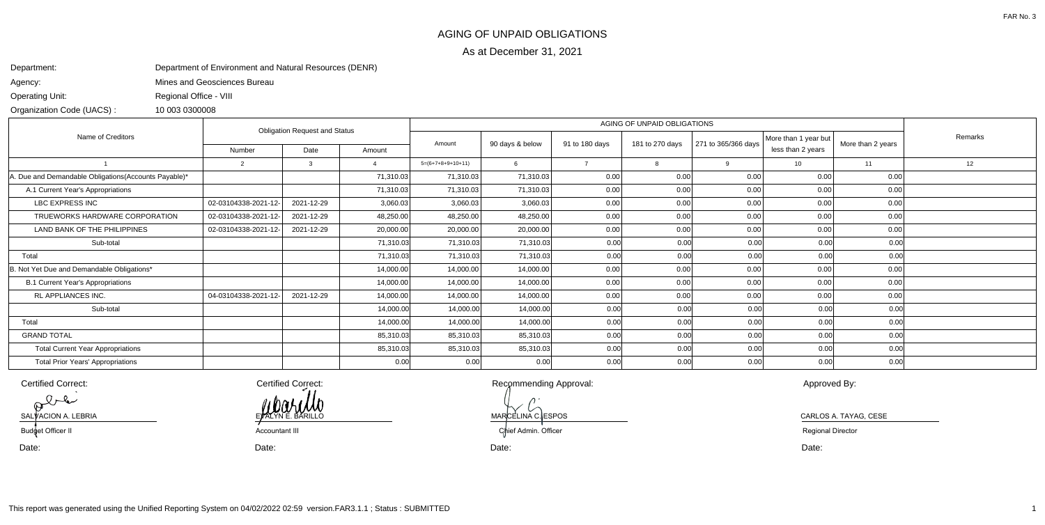FAR No. 3

# AGING OF UNPAID OBLIGATIONS

As at December 31, 2021

Department: Department of Environment and Natural Resources (DENR)

Agency: Mines and Geosciences Bureau

Operating Unit: Regional Office - VIII

Organization Code (UACS) : 10 003 0300008

| Name of Creditors | Obligation Request and Status | | | AGING OF UNPAID OBLIGATIONS | | | | | | | Remarks |
|---|---|---|---|---|---|---|---|---|---|---|---|
| | Number | Date | Amount | Amount | 90 days & below | 91 to 180 days | 181 to 270 days | 271 to 365/366 days | More than 1 year but less than 2 years | More than 2 years | |
| 1 | 2 | 3 | 4 | 5=(6+7+8+9+10+11) | 6 | 7 | 8 | 9 | 10 | 11 | 12 |
| A. Due and Demandable Obligations(Accounts Payable)* | | | 71,310.03 | 71,310.03 | 71,310.03 | 0.00 | 0.00 | 0.00 | 0.00 | 0.00 | |
| A.1 Current Year's Appropriations | | | 71,310.03 | 71,310.03 | 71,310.03 | 0.00 | 0.00 | 0.00 | 0.00 | 0.00 | |
| LBC EXPRESS INC | 02-03104338-2021-12- | 2021-12-29 | 3,060.03 | 3,060.03 | 3,060.03 | 0.00 | 0.00 | 0.00 | 0.00 | 0.00 | |
| TRUEWORKS HARDWARE CORPORATION | 02-03104338-2021-12- | 2021-12-29 | 48,250.00 | 48,250.00 | 48,250.00 | 0.00 | 0.00 | 0.00 | 0.00 | 0.00 | |
| LAND BANK OF THE PHILIPPINES | 02-03104338-2021-12- | 2021-12-29 | 20,000.00 | 20,000.00 | 20,000.00 | 0.00 | 0.00 | 0.00 | 0.00 | 0.00 | |
| Sub-total | | | 71,310.03 | 71,310.03 | 71,310.03 | 0.00 | 0.00 | 0.00 | 0.00 | 0.00 | |
| Total | | | 71,310.03 | 71,310.03 | 71,310.03 | 0.00 | 0.00 | 0.00 | 0.00 | 0.00 | |
| B. Not Yet Due and Demandable Obligations* | | | 14,000.00 | 14,000.00 | 14,000.00 | 0.00 | 0.00 | 0.00 | 0.00 | 0.00 | |
| B.1 Current Year's Appropriations | | | 14,000.00 | 14,000.00 | 14,000.00 | 0.00 | 0.00 | 0.00 | 0.00 | 0.00 | |
| RL APPLIANCES INC. | 04-03104338-2021-12- | 2021-12-29 | 14,000.00 | 14,000.00 | 14,000.00 | 0.00 | 0.00 | 0.00 | 0.00 | 0.00 | |
| Sub-total | | | 14,000.00 | 14,000.00 | 14,000.00 | 0.00 | 0.00 | 0.00 | 0.00 | 0.00 | |
| Total | | | 14,000.00 | 14,000.00 | 14,000.00 | 0.00 | 0.00 | 0.00 | 0.00 | 0.00 | |
| GRAND TOTAL | | | 85,310.03 | 85,310.03 | 85,310.03 | 0.00 | 0.00 | 0.00 | 0.00 | 0.00 | |
| Total Current Year Appropriations | | | 85,310.03 | 85,310.03 | 85,310.03 | 0.00 | 0.00 | 0.00 | 0.00 | 0.00 | |
| Total Prior Years' Appropriations | | | 0.00 | 0.00 | 0.00 | 0.00 | 0.00 | 0.00 | 0.00 | 0.00 | |

| Certified Correct: | Certified Correct: | Recommending Approval: | Approved By: |
|---|---|---|---|
| SALVACION A. LEBRIA | EVALYN E. BARILLO | MARCELINA C. ESPOS | CARLOS A. TAYAG, CESE |
| Budget Officer II | Accountant III | Chief Admin. Officer | Regional Director |
| Date: | Date: | Date: | Date: |

This report was generated using the Unified Reporting System on 04/02/2022 02:59 version.FAR3.1.1 ; Status : SUBMITTED